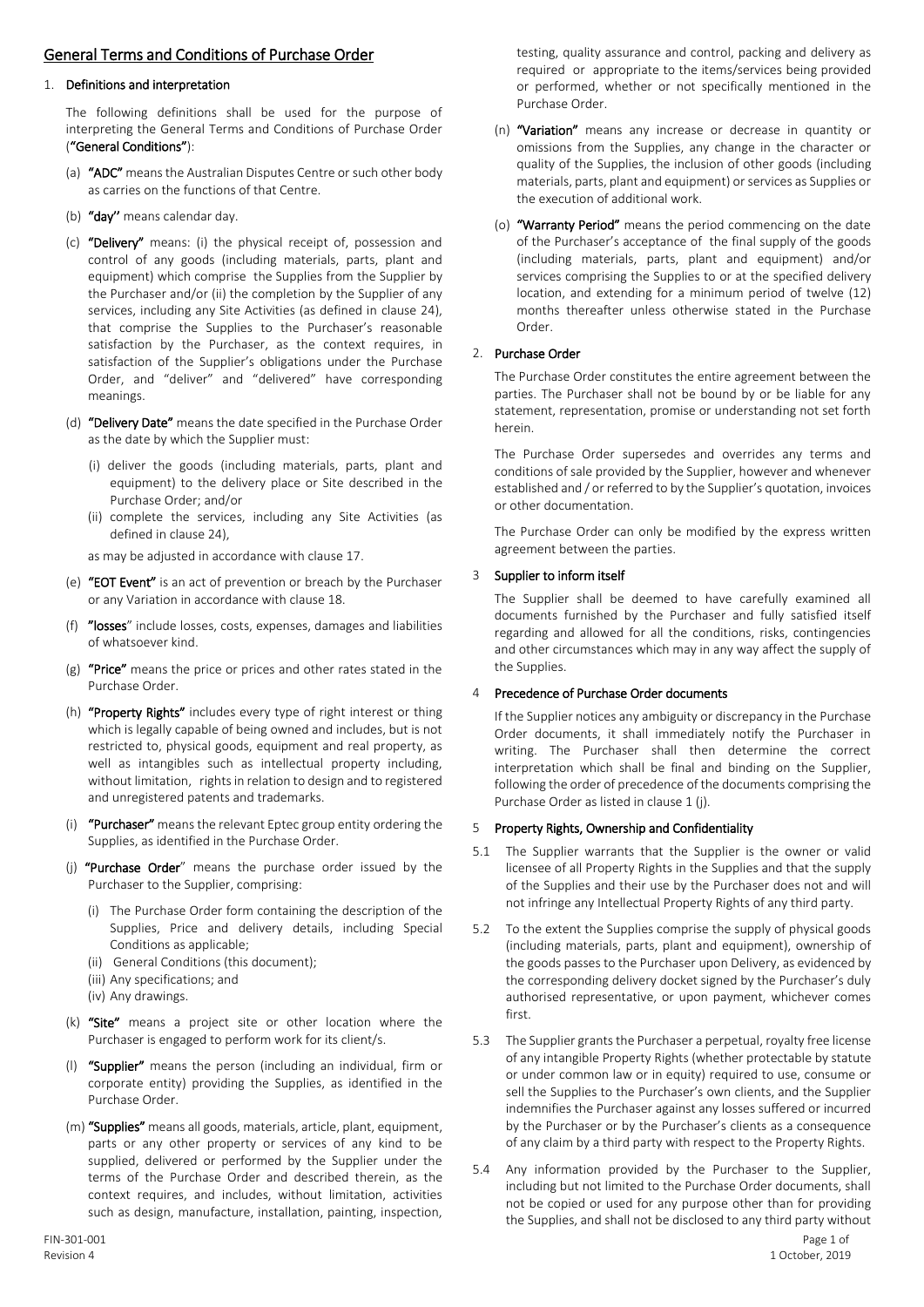## General Terms and Conditions of Purchase Order

### 1. Definitions and interpretation

The following definitions shall be used for the purpose of interpreting the General Terms and Conditions of Purchase Order (**"General Conditions"**):

(a) **"ADC"** means the Australian Disputes Centre or such other body as carries on the functions of that Centre.

(b) **"day''** means calendar day.

(c) **"Delivery"** means: (i) the physical receipt of, possession and control of any goods (including materials, parts, plant and equipment) which comprise the Supplies from the Supplier by the Purchaser and/or (ii) the completion by the Supplier of any services, including any Site Activities (as defined in clause 24), that comprise the Supplies to the Purchaser's reasonable satisfaction by the Purchaser, as the context requires, in satisfaction of the Supplier's obligations under the Purchase Order, and "deliver" and "delivered" have corresponding meanings.

(d) **"Delivery Date"** means the date specified in the Purchase Order as the date by which the Supplier must:

(i) deliver the goods (including materials, parts, plant and equipment) to the delivery place or Site described in the Purchase Order; and/or

(ii) complete the services, including any Site Activities (as defined in clause 24),

as may be adjusted in accordance with clause 17.

(e) **"EOT Event"** is an act of prevention or breach by the Purchaser or any Variation in accordance with clause 18.

(f) **"losses**" include losses, costs, expenses, damages and liabilities of whatsoever kind.

(g) **"Price"** means the price or prices and other rates stated in the Purchase Order.

(h) **"Property Rights"** includes every type of right interest or thing which is legally capable of being owned and includes, but is not restricted to, physical goods, equipment and real property, as well as intangibles such as intellectual property including, without limitation, rights in relation to design and to registered and unregistered patents and trademarks.

(i) **"Purchaser"** means the relevant Eptec group entity ordering the Supplies, as identified in the Purchase Order.

(j) **"Purchase Order**" means the purchase order issued by the Purchaser to the Supplier, comprising:

(i) The Purchase Order form containing the description of the Supplies, Price and delivery details, including Special Conditions as applicable;

(ii) General Conditions (this document);

(iii) Any specifications; and

(iv) Any drawings.

(k) **"Site"** means a project site or other location where the Purchaser is engaged to perform work for its client/s.

(l) **"Supplier"** means the person (including an individual, firm or corporate entity) providing the Supplies, as identified in the Purchase Order.

(m) **"Supplies"** means all goods, materials, article, plant, equipment, parts or any other property or services of any kind to be supplied, delivered or performed by the Supplier under the terms of the Purchase Order and described therein, as the context requires, and includes, without limitation, activities such as design, manufacture, installation, painting, inspection, testing, quality assurance and control, packing and delivery as required or appropriate to the items/services being provided or performed, whether or not specifically mentioned in the Purchase Order.

(n) **"Variation"** means any increase or decrease in quantity or omissions from the Supplies, any change in the character or quality of the Supplies, the inclusion of other goods (including materials, parts, plant and equipment) or services as Supplies or the execution of additional work.

(o) **"Warranty Period"** means the period commencing on the date of the Purchaser's acceptance of the final supply of the goods (including materials, parts, plant and equipment) and/or services comprising the Supplies to or at the specified delivery location, and extending for a minimum period of twelve (12) months thereafter unless otherwise stated in the Purchase Order.

### 2. Purchase Order

The Purchase Order constitutes the entire agreement between the parties. The Purchaser shall not be bound by or be liable for any statement, representation, promise or understanding not set forth herein.

The Purchase Order supersedes and overrides any terms and conditions of sale provided by the Supplier, however and whenever established and / or referred to by the Supplier's quotation, invoices or other documentation.

The Purchase Order can only be modified by the express written agreement between the parties.

### 3 Supplier to inform itself

The Supplier shall be deemed to have carefully examined all documents furnished by the Purchaser and fully satisfied itself regarding and allowed for all the conditions, risks, contingencies and other circumstances which may in any way affect the supply of the Supplies.

### 4 Precedence of Purchase Order documents

If the Supplier notices any ambiguity or discrepancy in the Purchase Order documents, it shall immediately notify the Purchaser in writing. The Purchaser shall then determine the correct interpretation which shall be final and binding on the Supplier, following the order of precedence of the documents comprising the Purchase Order as listed in clause 1 (j).

### 5 Property Rights, Ownership and Confidentiality

5.1 The Supplier warrants that the Supplier is the owner or valid licensee of all Property Rights in the Supplies and that the supply of the Supplies and their use by the Purchaser does not and will not infringe any Intellectual Property Rights of any third party.

5.2 To the extent the Supplies comprise the supply of physical goods (including materials, parts, plant and equipment), ownership of the goods passes to the Purchaser upon Delivery, as evidenced by the corresponding delivery docket signed by the Purchaser's duly authorised representative, or upon payment, whichever comes first.

5.3 The Supplier grants the Purchaser a perpetual, royalty free license of any intangible Property Rights (whether protectable by statute or under common law or in equity) required to use, consume or sell the Supplies to the Purchaser's own clients, and the Supplier indemnifies the Purchaser against any losses suffered or incurred by the Purchaser or by the Purchaser's clients as a consequence of any claim by a third party with respect to the Property Rights.

5.4 Any information provided by the Purchaser to the Supplier, including but not limited to the Purchase Order documents, shall not be copied or used for any purpose other than for providing the Supplies, and shall not be disclosed to any third party without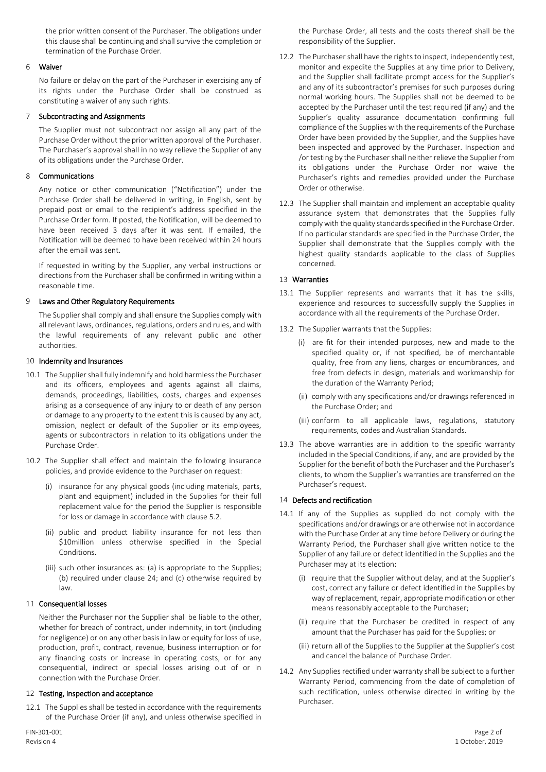the prior written consent of the Purchaser. The obligations under this clause shall be continuing and shall survive the completion or termination of the Purchase Order.

## 6 Waiver

No failure or delay on the part of the Purchaser in exercising any of its rights under the Purchase Order shall be construed as constituting a waiver of any such rights.

## 7 Subcontracting and Assignments

The Supplier must not subcontract nor assign all any part of the Purchase Order without the prior written approval of the Purchaser. The Purchaser's approval shall in no way relieve the Supplier of any of its obligations under the Purchase Order.

## 8 Communications

Any notice or other communication ("Notification") under the Purchase Order shall be delivered in writing, in English, sent by prepaid post or email to the recipient's address specified in the Purchase Order form. If posted, the Notification, will be deemed to have been received 3 days after it was sent. If emailed, the Notification will be deemed to have been received within 24 hours after the email was sent.

If requested in writing by the Supplier, any verbal instructions or directions from the Purchaser shall be confirmed in writing within a reasonable time.

## 9 Laws and Other Regulatory Requirements

The Supplier shall comply and shall ensure the Supplies comply with all relevant laws, ordinances, regulations, orders and rules, and with the lawful requirements of any relevant public and other authorities.

## 10 Indemnity and Insurances

10.1 The Supplier shall fully indemnify and hold harmless the Purchaser and its officers, employees and agents against all claims, demands, proceedings, liabilities, costs, charges and expenses arising as a consequence of any injury to or death of any person or damage to any property to the extent this is caused by any act, omission, neglect or default of the Supplier or its employees, agents or subcontractors in relation to its obligations under the Purchase Order.

10.2 The Supplier shall effect and maintain the following insurance policies, and provide evidence to the Purchaser on request:

(i) insurance for any physical goods (including materials, parts, plant and equipment) included in the Supplies for their full replacement value for the period the Supplier is responsible for loss or damage in accordance with clause 5.2.

(ii) public and product liability insurance for not less than $10million unless otherwise specified in the Special Conditions.

(iii) such other insurances as: (a) is appropriate to the Supplies; (b) required under clause 24; and (c) otherwise required by law.

## 11 Consequential losses

Neither the Purchaser nor the Supplier shall be liable to the other, whether for breach of contract, under indemnity, in tort (including for negligence) or on any other basis in law or equity for loss of use, production, profit, contract, revenue, business interruption or for any financing costs or increase in operating costs, or for any consequential, indirect or special losses arising out of or in connection with the Purchase Order.

## 12 Testing, inspection and acceptance

12.1 The Supplies shall be tested in accordance with the requirements of the Purchase Order (if any), and unless otherwise specified in the Purchase Order, all tests and the costs thereof shall be the responsibility of the Supplier.

12.2 The Purchaser shall have the rights to inspect, independently test, monitor and expedite the Supplies at any time prior to Delivery, and the Supplier shall facilitate prompt access for the Supplier's and any of its subcontractor's premises for such purposes during normal working hours. The Supplies shall not be deemed to be accepted by the Purchaser until the test required (if any) and the Supplier's quality assurance documentation confirming full compliance of the Supplies with the requirements of the Purchase Order have been provided by the Supplier, and the Supplies have been inspected and approved by the Purchaser. Inspection and /or testing by the Purchaser shall neither relieve the Supplier from its obligations under the Purchase Order nor waive the Purchaser's rights and remedies provided under the Purchase Order or otherwise.

12.3 The Supplier shall maintain and implement an acceptable quality assurance system that demonstrates that the Supplies fully comply with the quality standards specified in the Purchase Order. If no particular standards are specified in the Purchase Order, the Supplier shall demonstrate that the Supplies comply with the highest quality standards applicable to the class of Supplies concerned.

## 13 Warranties

13.1 The Supplier represents and warrants that it has the skills, experience and resources to successfully supply the Supplies in accordance with all the requirements of the Purchase Order.

13.2 The Supplier warrants that the Supplies:

(i) are fit for their intended purposes, new and made to the specified quality or, if not specified, be of merchantable quality, free from any liens, charges or encumbrances, and free from defects in design, materials and workmanship for the duration of the Warranty Period;

(ii) comply with any specifications and/or drawings referenced in the Purchase Order; and

(iii) conform to all applicable laws, regulations, statutory requirements, codes and Australian Standards.

13.3 The above warranties are in addition to the specific warranty included in the Special Conditions, if any, and are provided by the Supplier for the benefit of both the Purchaser and the Purchaser's clients, to whom the Supplier's warranties are transferred on the Purchaser's request.

## 14 Defects and rectification

14.1 If any of the Supplies as supplied do not comply with the specifications and/or drawings or are otherwise not in accordance with the Purchase Order at any time before Delivery or during the Warranty Period, the Purchaser shall give written notice to the Supplier of any failure or defect identified in the Supplies and the Purchaser may at its election:

(i) require that the Supplier without delay, and at the Supplier's cost, correct any failure or defect identified in the Supplies by way of replacement, repair, appropriate modification or other means reasonably acceptable to the Purchaser;

(ii) require that the Purchaser be credited in respect of any amount that the Purchaser has paid for the Supplies; or

(iii) return all of the Supplies to the Supplier at the Supplier's cost and cancel the balance of Purchase Order.

14.2 Any Supplies rectified under warranty shall be subject to a further Warranty Period, commencing from the date of completion of such rectification, unless otherwise directed in writing by the Purchaser.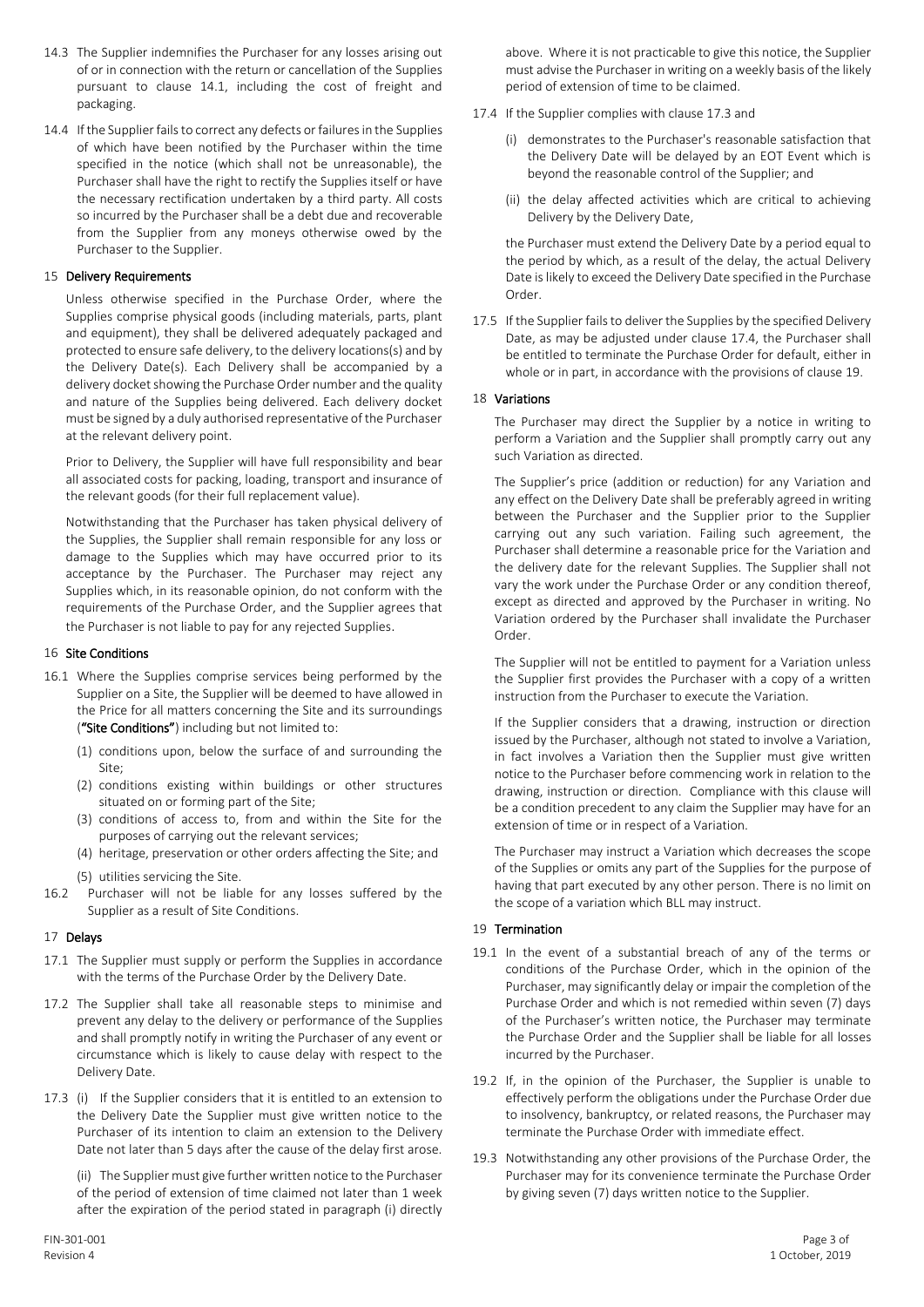14.3 The Supplier indemnifies the Purchaser for any losses arising out of or in connection with the return or cancellation of the Supplies pursuant to clause 14.1, including the cost of freight and packaging.

14.4 If the Supplier fails to correct any defects or failures in the Supplies of which have been notified by the Purchaser within the time specified in the notice (which shall not be unreasonable), the Purchaser shall have the right to rectify the Supplies itself or have the necessary rectification undertaken by a third party. All costs so incurred by the Purchaser shall be a debt due and recoverable from the Supplier from any moneys otherwise owed by the Purchaser to the Supplier.

## 15 Delivery Requirements

Unless otherwise specified in the Purchase Order, where the Supplies comprise physical goods (including materials, parts, plant and equipment), they shall be delivered adequately packaged and protected to ensure safe delivery, to the delivery locations(s) and by the Delivery Date(s). Each Delivery shall be accompanied by a delivery docket showing the Purchase Order number and the quality and nature of the Supplies being delivered. Each delivery docket must be signed by a duly authorised representative of the Purchaser at the relevant delivery point.

Prior to Delivery, the Supplier will have full responsibility and bear all associated costs for packing, loading, transport and insurance of the relevant goods (for their full replacement value).

Notwithstanding that the Purchaser has taken physical delivery of the Supplies, the Supplier shall remain responsible for any loss or damage to the Supplies which may have occurred prior to its acceptance by the Purchaser. The Purchaser may reject any Supplies which, in its reasonable opinion, do not conform with the requirements of the Purchase Order, and the Supplier agrees that the Purchaser is not liable to pay for any rejected Supplies.

## 16 Site Conditions

16.1 Where the Supplies comprise services being performed by the Supplier on a Site, the Supplier will be deemed to have allowed in the Price for all matters concerning the Site and its surroundings (**"Site Conditions"**) including but not limited to:

(1) conditions upon, below the surface of and surrounding the Site;
(2) conditions existing within buildings or other structures situated on or forming part of the Site;
(3) conditions of access to, from and within the Site for the purposes of carrying out the relevant services;
(4) heritage, preservation or other orders affecting the Site; and
(5) utilities servicing the Site.

16.2 Purchaser will not be liable for any losses suffered by the Supplier as a result of Site Conditions.

## 17 Delays

17.1 The Supplier must supply or perform the Supplies in accordance with the terms of the Purchase Order by the Delivery Date.

17.2 The Supplier shall take all reasonable steps to minimise and prevent any delay to the delivery or performance of the Supplies and shall promptly notify in writing the Purchaser of any event or circumstance which is likely to cause delay with respect to the Delivery Date.

17.3 (i) If the Supplier considers that it is entitled to an extension to the Delivery Date the Supplier must give written notice to the Purchaser of its intention to claim an extension to the Delivery Date not later than 5 days after the cause of the delay first arose.

(ii) The Supplier must give further written notice to the Purchaser of the period of extension of time claimed not later than 1 week after the expiration of the period stated in paragraph (i) directly above. Where it is not practicable to give this notice, the Supplier must advise the Purchaser in writing on a weekly basis of the likely period of extension of time to be claimed.

17.4 If the Supplier complies with clause 17.3 and

(i) demonstrates to the Purchaser's reasonable satisfaction that the Delivery Date will be delayed by an EOT Event which is beyond the reasonable control of the Supplier; and

(ii) the delay affected activities which are critical to achieving Delivery by the Delivery Date,

the Purchaser must extend the Delivery Date by a period equal to the period by which, as a result of the delay, the actual Delivery Date is likely to exceed the Delivery Date specified in the Purchase Order.

17.5 If the Supplier fails to deliver the Supplies by the specified Delivery Date, as may be adjusted under clause 17.4, the Purchaser shall be entitled to terminate the Purchase Order for default, either in whole or in part, in accordance with the provisions of clause 19.

## 18 Variations

The Purchaser may direct the Supplier by a notice in writing to perform a Variation and the Supplier shall promptly carry out any such Variation as directed.

The Supplier's price (addition or reduction) for any Variation and any effect on the Delivery Date shall be preferably agreed in writing between the Purchaser and the Supplier prior to the Supplier carrying out any such variation. Failing such agreement, the Purchaser shall determine a reasonable price for the Variation and the delivery date for the relevant Supplies. The Supplier shall not vary the work under the Purchase Order or any condition thereof, except as directed and approved by the Purchaser in writing. No Variation ordered by the Purchaser shall invalidate the Purchaser Order.

The Supplier will not be entitled to payment for a Variation unless the Supplier first provides the Purchaser with a copy of a written instruction from the Purchaser to execute the Variation.

If the Supplier considers that a drawing, instruction or direction issued by the Purchaser, although not stated to involve a Variation, in fact involves a Variation then the Supplier must give written notice to the Purchaser before commencing work in relation to the drawing, instruction or direction. Compliance with this clause will be a condition precedent to any claim the Supplier may have for an extension of time or in respect of a Variation.

The Purchaser may instruct a Variation which decreases the scope of the Supplies or omits any part of the Supplies for the purpose of having that part executed by any other person. There is no limit on the scope of a variation which BLL may instruct.

## 19 Termination

19.1 In the event of a substantial breach of any of the terms or conditions of the Purchase Order, which in the opinion of the Purchaser, may significantly delay or impair the completion of the Purchase Order and which is not remedied within seven (7) days of the Purchaser's written notice, the Purchaser may terminate the Purchase Order and the Supplier shall be liable for all losses incurred by the Purchaser.

19.2 If, in the opinion of the Purchaser, the Supplier is unable to effectively perform the obligations under the Purchase Order due to insolvency, bankruptcy, or related reasons, the Purchaser may terminate the Purchase Order with immediate effect.

19.3 Notwithstanding any other provisions of the Purchase Order, the Purchaser may for its convenience terminate the Purchase Order by giving seven (7) days written notice to the Supplier.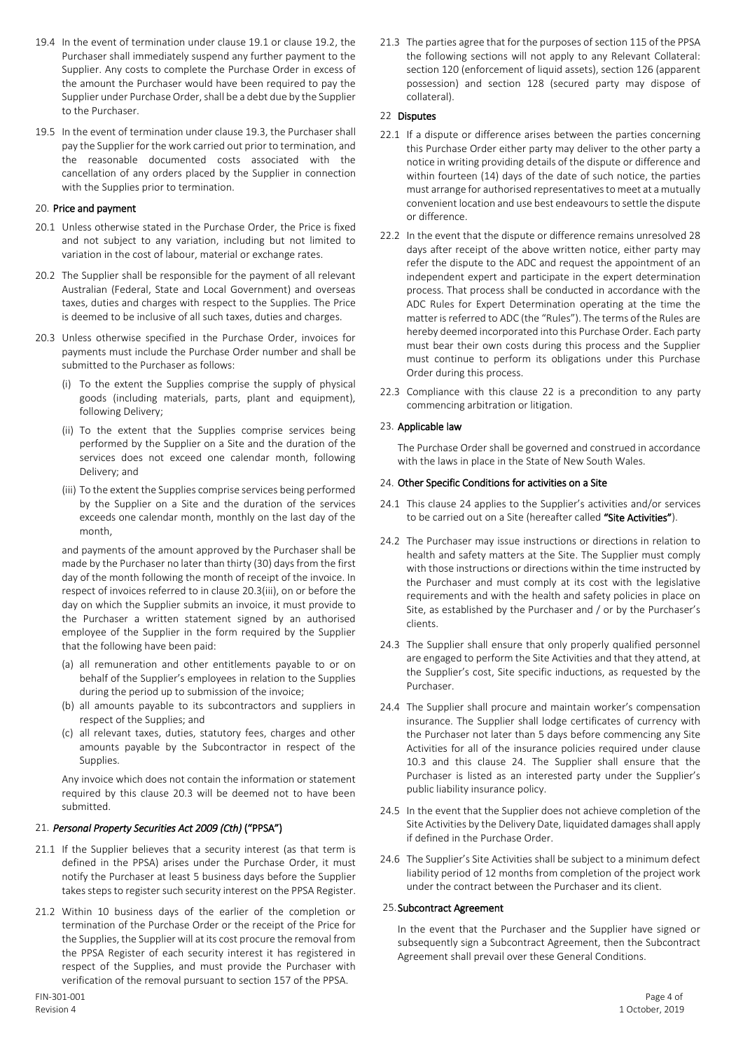19.4 In the event of termination under clause 19.1 or clause 19.2, the Purchaser shall immediately suspend any further payment to the Supplier. Any costs to complete the Purchase Order in excess of the amount the Purchaser would have been required to pay the Supplier under Purchase Order, shall be a debt due by the Supplier to the Purchaser.

19.5 In the event of termination under clause 19.3, the Purchaser shall pay the Supplier for the work carried out prior to termination, and the reasonable documented costs associated with the cancellation of any orders placed by the Supplier in connection with the Supplies prior to termination.

## 20. Price and payment

20.1 Unless otherwise stated in the Purchase Order, the Price is fixed and not subject to any variation, including but not limited to variation in the cost of labour, material or exchange rates.

20.2 The Supplier shall be responsible for the payment of all relevant Australian (Federal, State and Local Government) and overseas taxes, duties and charges with respect to the Supplies. The Price is deemed to be inclusive of all such taxes, duties and charges.

20.3 Unless otherwise specified in the Purchase Order, invoices for payments must include the Purchase Order number and shall be submitted to the Purchaser as follows:

(i) To the extent the Supplies comprise the supply of physical goods (including materials, parts, plant and equipment), following Delivery;

(ii) To the extent that the Supplies comprise services being performed by the Supplier on a Site and the duration of the services does not exceed one calendar month, following Delivery; and

(iii) To the extent the Supplies comprise services being performed by the Supplier on a Site and the duration of the services exceeds one calendar month, monthly on the last day of the month,

and payments of the amount approved by the Purchaser shall be made by the Purchaser no later than thirty (30) days from the first day of the month following the month of receipt of the invoice. In respect of invoices referred to in clause 20.3(iii), on or before the day on which the Supplier submits an invoice, it must provide to the Purchaser a written statement signed by an authorised employee of the Supplier in the form required by the Supplier that the following have been paid:

(a) all remuneration and other entitlements payable to or on behalf of the Supplier's employees in relation to the Supplies during the period up to submission of the invoice;

(b) all amounts payable to its subcontractors and suppliers in respect of the Supplies; and

(c) all relevant taxes, duties, statutory fees, charges and other amounts payable by the Subcontractor in respect of the Supplies.

Any invoice which does not contain the information or statement required by this clause 20.3 will be deemed not to have been submitted.

## 21. *Personal Property Securities Act 2009 (Cth)* ("PPSA")

21.1 If the Supplier believes that a security interest (as that term is defined in the PPSA) arises under the Purchase Order, it must notify the Purchaser at least 5 business days before the Supplier takes steps to register such security interest on the PPSA Register.

21.2 Within 10 business days of the earlier of the completion or termination of the Purchase Order or the receipt of the Price for the Supplies, the Supplier will at its cost procure the removal from the PPSA Register of each security interest it has registered in respect of the Supplies, and must provide the Purchaser with verification of the removal pursuant to section 157 of the PPSA.

21.3 The parties agree that for the purposes of section 115 of the PPSA the following sections will not apply to any Relevant Collateral: section 120 (enforcement of liquid assets), section 126 (apparent possession) and section 128 (secured party may dispose of collateral).

## 22 Disputes

22.1 If a dispute or difference arises between the parties concerning this Purchase Order either party may deliver to the other party a notice in writing providing details of the dispute or difference and within fourteen (14) days of the date of such notice, the parties must arrange for authorised representatives to meet at a mutually convenient location and use best endeavours to settle the dispute or difference.

22.2 In the event that the dispute or difference remains unresolved 28 days after receipt of the above written notice, either party may refer the dispute to the ADC and request the appointment of an independent expert and participate in the expert determination process. That process shall be conducted in accordance with the ADC Rules for Expert Determination operating at the time the matter is referred to ADC (the "Rules"). The terms of the Rules are hereby deemed incorporated into this Purchase Order. Each party must bear their own costs during this process and the Supplier must continue to perform its obligations under this Purchase Order during this process.

22.3 Compliance with this clause 22 is a precondition to any party commencing arbitration or litigation.

## 23. Applicable law

The Purchase Order shall be governed and construed in accordance with the laws in place in the State of New South Wales.

## 24. Other Specific Conditions for activities on a Site

24.1 This clause 24 applies to the Supplier's activities and/or services to be carried out on a Site (hereafter called **"Site Activities"**).

24.2 The Purchaser may issue instructions or directions in relation to health and safety matters at the Site. The Supplier must comply with those instructions or directions within the time instructed by the Purchaser and must comply at its cost with the legislative requirements and with the health and safety policies in place on Site, as established by the Purchaser and / or by the Purchaser's clients.

24.3 The Supplier shall ensure that only properly qualified personnel are engaged to perform the Site Activities and that they attend, at the Supplier's cost, Site specific inductions, as requested by the Purchaser.

24.4 The Supplier shall procure and maintain worker's compensation insurance. The Supplier shall lodge certificates of currency with the Purchaser not later than 5 days before commencing any Site Activities for all of the insurance policies required under clause 10.3 and this clause 24. The Supplier shall ensure that the Purchaser is listed as an interested party under the Supplier's public liability insurance policy.

24.5 In the event that the Supplier does not achieve completion of the Site Activities by the Delivery Date, liquidated damages shall apply if defined in the Purchase Order.

24.6 The Supplier's Site Activities shall be subject to a minimum defect liability period of 12 months from completion of the project work under the contract between the Purchaser and its client.

## 25. Subcontract Agreement

In the event that the Purchaser and the Supplier have signed or subsequently sign a Subcontract Agreement, then the Subcontract Agreement shall prevail over these General Conditions.

FIN-301-001
Revision 4